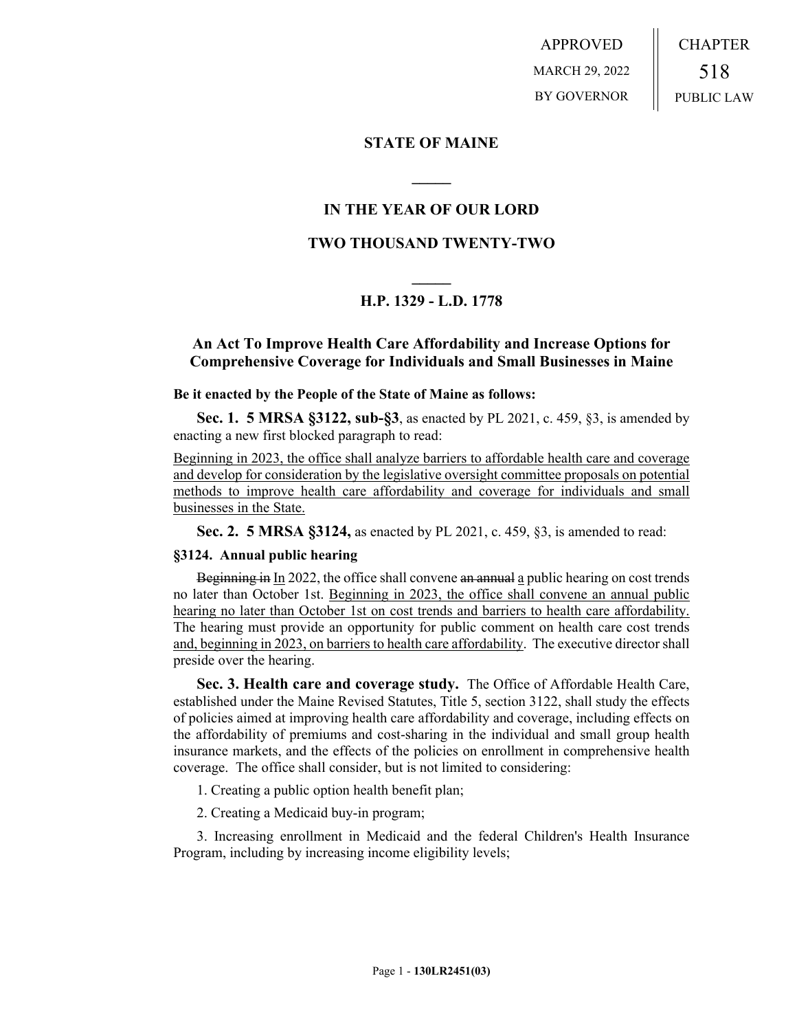APPROVED
MARCH 29, 2022
BY GOVERNOR

CHAPTER
518
PUBLIC LAW

## STATE OF MAINE

## IN THE YEAR OF OUR LORD

## TWO THOUSAND TWENTY-TWO

## H.P. 1329 - L.D. 1778

### An Act To Improve Health Care Affordability and Increase Options for Comprehensive Coverage for Individuals and Small Businesses in Maine

**Be it enacted by the People of the State of Maine as follows:**

**Sec. 1. 5 MRSA §3122, sub-§3**, as enacted by PL 2021, c. 459, §3, is amended by enacting a new first blocked paragraph to read:

<u>Beginning in 2023, the office shall analyze barriers to affordable health care and coverage and develop for consideration by the legislative oversight committee proposals on potential methods to improve health care affordability and coverage for individuals and small businesses in the State.</u>

**Sec. 2. 5 MRSA §3124,** as enacted by PL 2021, c. 459, §3, is amended to read:

**§3124. Annual public hearing**

~~Beginning in~~ <u>In</u> 2022, the office shall convene ~~an annual~~ <u>a</u> public hearing on cost trends no later than October 1st. <u>Beginning in 2023, the office shall convene an annual public hearing no later than October 1st on cost trends and barriers to health care affordability.</u> The hearing must provide an opportunity for public comment on health care cost trends <u>and, beginning in 2023, on barriers to health care affordability</u>. The executive director shall preside over the hearing.

**Sec. 3. Health care and coverage study.** The Office of Affordable Health Care, established under the Maine Revised Statutes, Title 5, section 3122, shall study the effects of policies aimed at improving health care affordability and coverage, including effects on the affordability of premiums and cost-sharing in the individual and small group health insurance markets, and the effects of the policies on enrollment in comprehensive health coverage. The office shall consider, but is not limited to considering:

1. Creating a public option health benefit plan;

2. Creating a Medicaid buy-in program;

3. Increasing enrollment in Medicaid and the federal Children's Health Insurance Program, including by increasing income eligibility levels;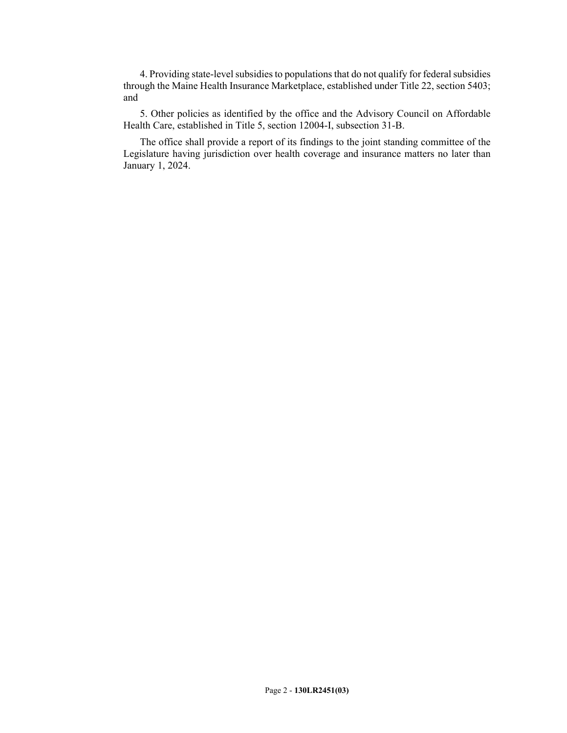4. Providing state-level subsidies to populations that do not qualify for federal subsidies through the Maine Health Insurance Marketplace, established under Title 22, section 5403; and

5. Other policies as identified by the office and the Advisory Council on Affordable Health Care, established in Title 5, section 12004-I, subsection 31-B.

The office shall provide a report of its findings to the joint standing committee of the Legislature having jurisdiction over health coverage and insurance matters no later than January 1, 2024.